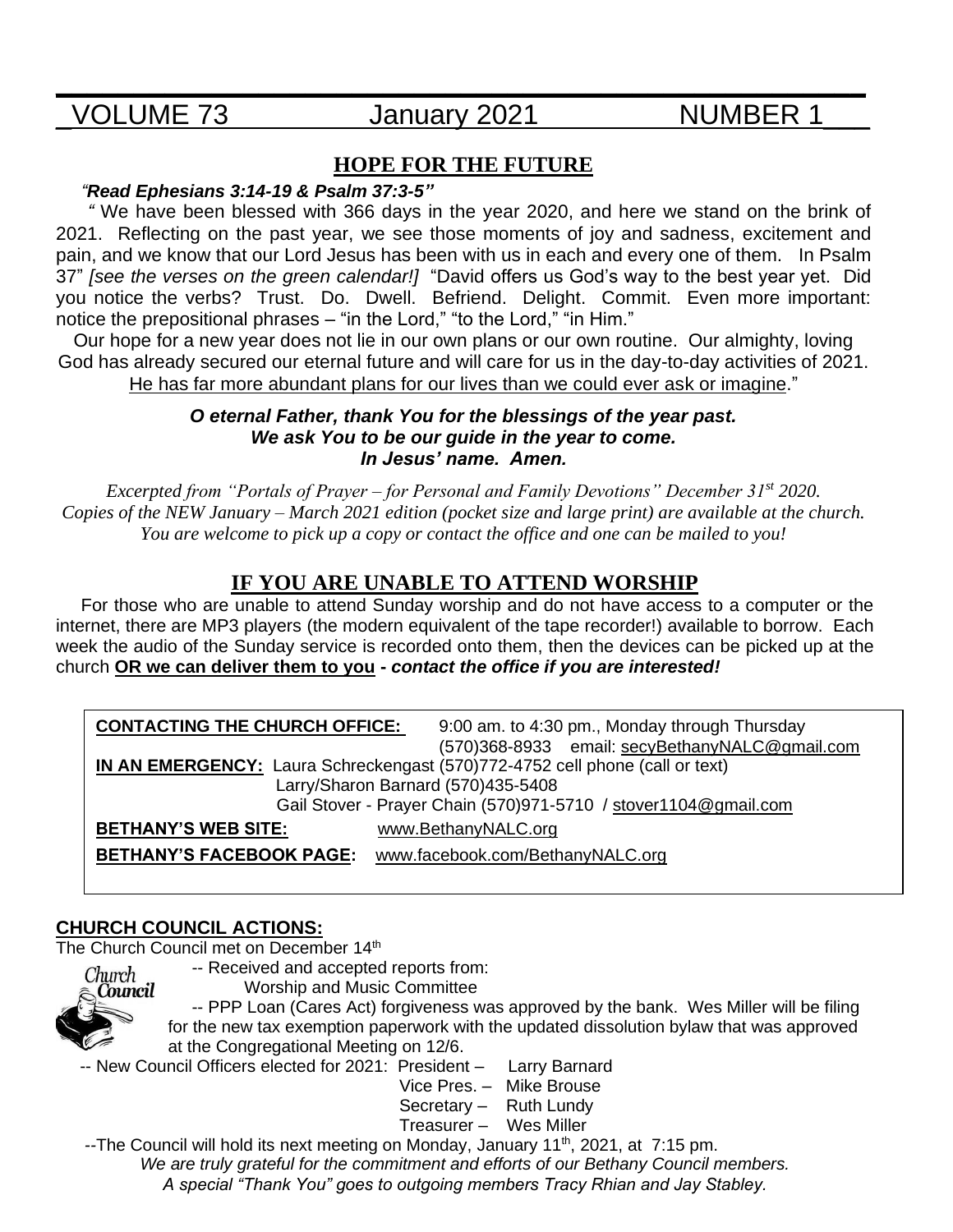VOLUME 73 January 2021 NUMBER 1

## HOPE FOR THE FUTURE

*"**Read Ephesians 3:14-19 & Psalm 37:3-5"***

" We have been blessed with 366 days in the year 2020, and here we stand on the brink of 2021. Reflecting on the past year, we see those moments of joy and sadness, excitement and pain, and we know that our Lord Jesus has been with us in each and every one of them. In Psalm 37" *[see the verses on the green calendar!]* "David offers us God's way to the best year yet. Did you notice the verbs? Trust. Do. Dwell. Befriend. Delight. Commit. Even more important: notice the prepositional phrases – "in the Lord," "to the Lord," "in Him."

Our hope for a new year does not lie in our own plans or our own routine. Our almighty, loving God has already secured our eternal future and will care for us in the day-to-day activities of 2021. He has far more abundant plans for our lives than we could ever ask or imagine."

***O eternal Father, thank You for the blessings of the year past.***
***We ask You to be our guide in the year to come.***
***In Jesus' name. Amen.***

*Excerpted from "Portals of Prayer – for Personal and Family Devotions" December 31st 2020. Copies of the NEW January – March 2021 edition (pocket size and large print) are available at the church. You are welcome to pick up a copy or contact the office and one can be mailed to you!*

## IF YOU ARE UNABLE TO ATTEND WORSHIP

For those who are unable to attend Sunday worship and do not have access to a computer or the internet, there are MP3 players (the modern equivalent of the tape recorder!) available to borrow. Each week the audio of the Sunday service is recorded onto them, then the devices can be picked up at the church **OR we can deliver them to you** - ***contact the office if you are interested!***

**CONTACTING THE CHURCH OFFICE:** 9:00 am. to 4:30 pm., Monday through Thursday
(570)368-8933 email: secyBethanyNALC@gmail.com

**IN AN EMERGENCY:** Laura Schreckengast (570)772-4752 cell phone (call or text)
Larry/Sharon Barnard (570)435-5408
Gail Stover - Prayer Chain (570)971-5710 / stover1104@gmail.com

**BETHANY'S WEB SITE:** www.BethanyNALC.org

**BETHANY'S FACEBOOK PAGE:** www.facebook.com/BethanyNALC.org

### CHURCH COUNCIL ACTIONS:

The Church Council met on December 14th

-- Received and accepted reports from:
Worship and Music Committee

-- PPP Loan (Cares Act) forgiveness was approved by the bank. Wes Miller will be filing for the new tax exemption paperwork with the updated dissolution bylaw that was approved at the Congregational Meeting on 12/6.

-- New Council Officers elected for 2021: President – Larry Barnard
Vice Pres. – Mike Brouse
Secretary – Ruth Lundy
Treasurer – Wes Miller

--The Council will hold its next meeting on Monday, January 11th, 2021, at 7:15 pm.

*We are truly grateful for the commitment and efforts of our Bethany Council members.*
*A special "Thank You" goes to outgoing members Tracy Rhian and Jay Stabley.*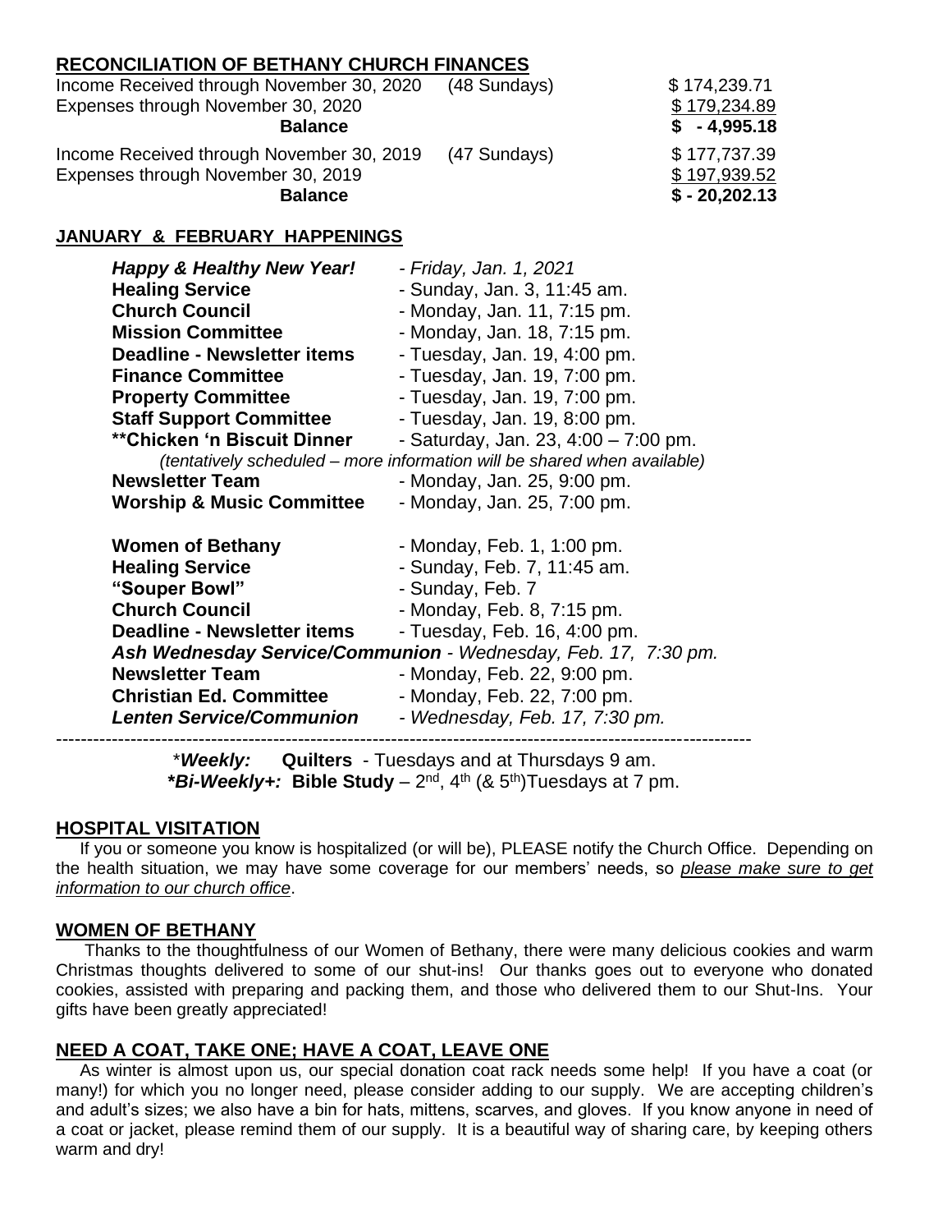## RECONCILIATION OF BETHANY CHURCH FINANCES

| | | |
|---|---|---|
| Income Received through November 30, 2020 | (48 Sundays) | $ 174,239.71 |
| Expenses through November 30, 2020 | | $ 179,234.89 |
| **Balance** | | **$ - 4,995.18** |
| Income Received through November 30, 2019 | (47 Sundays) | $ 177,737.39 |
| Expenses through November 30, 2019 | | $ 197,939.52 |
| **Balance** | | **$ - 20,202.13** |

## JANUARY & FEBRUARY HAPPENINGS

***Happy & Healthy New Year!*** - *Friday, Jan. 1, 2021*
**Healing Service** - Sunday, Jan. 3, 11:45 am.
**Church Council** - Monday, Jan. 11, 7:15 pm.
**Mission Committee** - Monday, Jan. 18, 7:15 pm.
**Deadline - Newsletter items** - Tuesday, Jan. 19, 4:00 pm.
**Finance Committee** - Tuesday, Jan. 19, 7:00 pm.
**Property Committee** - Tuesday, Jan. 19, 7:00 pm.
**Staff Support Committee** - Tuesday, Jan. 19, 8:00 pm.
**\*\*Chicken 'n Biscuit Dinner** - Saturday, Jan. 23, 4:00 – 7:00 pm.
*(tentatively scheduled – more information will be shared when available)*
**Newsletter Team** - Monday, Jan. 25, 9:00 pm.
**Worship & Music Committee** - Monday, Jan. 25, 7:00 pm.

**Women of Bethany** - Monday, Feb. 1, 1:00 pm.
**Healing Service** - Sunday, Feb. 7, 11:45 am.
**"Souper Bowl"** - Sunday, Feb. 7
**Church Council** - Monday, Feb. 8, 7:15 pm.
**Deadline - Newsletter items** - Tuesday, Feb. 16, 4:00 pm.
***Ash Wednesday Service/Communion*** - *Wednesday, Feb. 17, 7:30 pm.*
**Newsletter Team** - Monday, Feb. 22, 9:00 pm.
**Christian Ed. Committee** - Monday, Feb. 22, 7:00 pm.
***Lenten Service/Communion*** - *Wednesday, Feb. 17, 7:30 pm.*

---

\****Weekly:*** **Quilters** - Tuesdays and at Thursdays 9 am.
***\*Bi-Weekly+:*** **Bible Study** – 2nd, 4th (& 5th)Tuesdays at 7 pm.

## HOSPITAL VISITATION

If you or someone you know is hospitalized (or will be), PLEASE notify the Church Office. Depending on the health situation, we may have some coverage for our members' needs, so *please make sure to get information to our church office*.

## WOMEN OF BETHANY

Thanks to the thoughtfulness of our Women of Bethany, there were many delicious cookies and warm Christmas thoughts delivered to some of our shut-ins! Our thanks goes out to everyone who donated cookies, assisted with preparing and packing them, and those who delivered them to our Shut-Ins. Your gifts have been greatly appreciated!

## NEED A COAT, TAKE ONE; HAVE A COAT, LEAVE ONE

As winter is almost upon us, our special donation coat rack needs some help! If you have a coat (or many!) for which you no longer need, please consider adding to our supply. We are accepting children's and adult's sizes; we also have a bin for hats, mittens, scarves, and gloves. If you know anyone in need of a coat or jacket, please remind them of our supply. It is a beautiful way of sharing care, by keeping others warm and dry!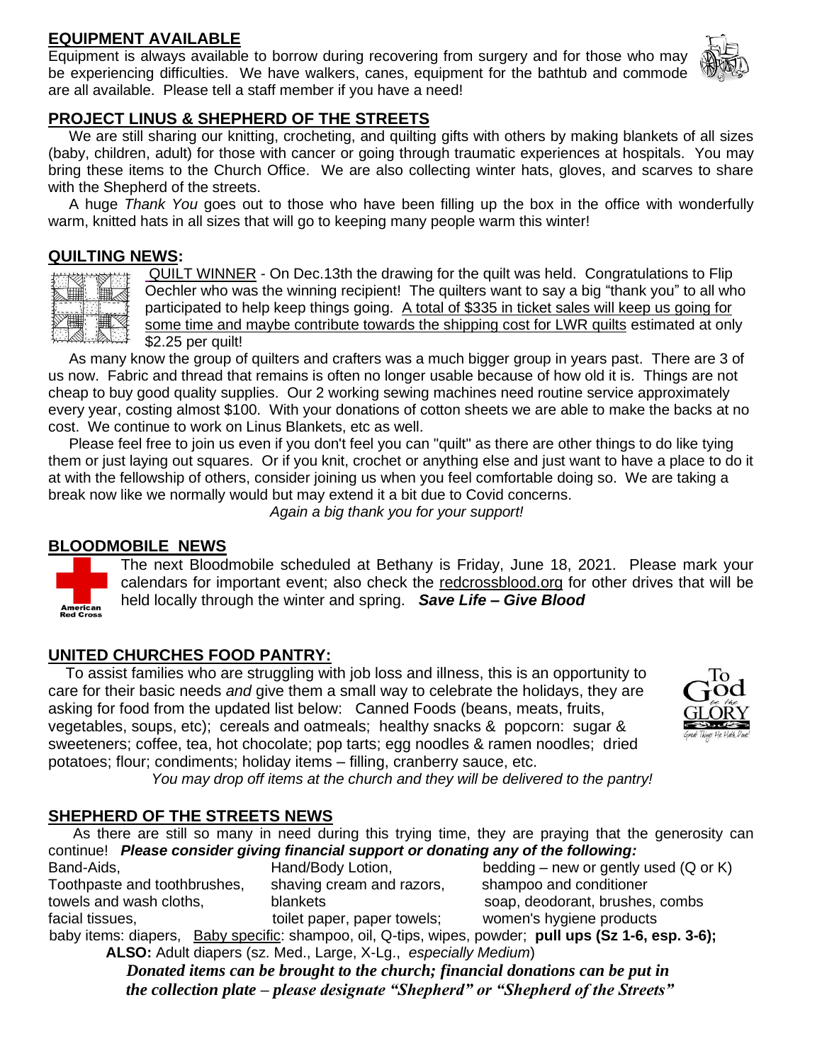## EQUIPMENT AVAILABLE

Equipment is always available to borrow during recovering from surgery and for those who may be experiencing difficulties. We have walkers, canes, equipment for the bathtub and commode are all available. Please tell a staff member if you have a need!

## PROJECT LINUS & SHEPHERD OF THE STREETS

We are still sharing our knitting, crocheting, and quilting gifts with others by making blankets of all sizes (baby, children, adult) for those with cancer or going through traumatic experiences at hospitals. You may bring these items to the Church Office. We are also collecting winter hats, gloves, and scarves to share with the Shepherd of the streets.

A huge *Thank You* goes out to those who have been filling up the box in the office with wonderfully warm, knitted hats in all sizes that will go to keeping many people warm this winter!

## QUILTING NEWS:

QUILT WINNER - On Dec.13th the drawing for the quilt was held. Congratulations to Flip Oechler who was the winning recipient! The quilters want to say a big "thank you" to all who participated to help keep things going. A total of $335 in ticket sales will keep us going for some time and maybe contribute towards the shipping cost for LWR quilts estimated at only $2.25 per quilt!

As many know the group of quilters and crafters was a much bigger group in years past. There are 3 of us now. Fabric and thread that remains is often no longer usable because of how old it is. Things are not cheap to buy good quality supplies. Our 2 working sewing machines need routine service approximately every year, costing almost $100. With your donations of cotton sheets we are able to make the backs at no cost. We continue to work on Linus Blankets, etc as well.

Please feel free to join us even if you don't feel you can "quilt" as there are other things to do like tying them or just laying out squares. Or if you knit, crochet or anything else and just want to have a place to do it at with the fellowship of others, consider joining us when you feel comfortable doing so. We are taking a break now like we normally would but may extend it a bit due to Covid concerns.

*Again a big thank you for your support!*

## BLOODMOBILE NEWS

The next Bloodmobile scheduled at Bethany is Friday, June 18, 2021. Please mark your calendars for important event; also check the redcrossblood.org for other drives that will be held locally through the winter and spring. ***Save Life – Give Blood***

## UNITED CHURCHES FOOD PANTRY:

To assist families who are struggling with job loss and illness, this is an opportunity to care for their basic needs *and* give them a small way to celebrate the holidays, they are asking for food from the updated list below: Canned Foods (beans, meats, fruits, vegetables, soups, etc); cereals and oatmeals; healthy snacks & popcorn: sugar & sweeteners; coffee, tea, hot chocolate; pop tarts; egg noodles & ramen noodles; dried potatoes; flour; condiments; holiday items – filling, cranberry sauce, etc.

*You may drop off items at the church and they will be delivered to the pantry!*

## SHEPHERD OF THE STREETS NEWS

As there are still so many in need during this trying time, they are praying that the generosity can continue! ***Please consider giving financial support or donating any of the following:***

Band-Aids, Hand/Body Lotion, bedding – new or gently used (Q or K)
Toothpaste and toothbrushes, shaving cream and razors, shampoo and conditioner
towels and wash cloths, blankets, soap, deodorant, brushes, combs
facial tissues, toilet paper, paper towels; women's hygiene products
baby items: diapers, Baby specific: shampoo, oil, Q-tips, wipes, powder; **pull ups (Sz 1-6, esp. 3-6);**
**ALSO:** Adult diapers (sz. Med., Large, X-Lg., *especially Medium*)

***Donated items can be brought to the church; financial donations can be put in the collection plate – please designate "Shepherd" or "Shepherd of the Streets"***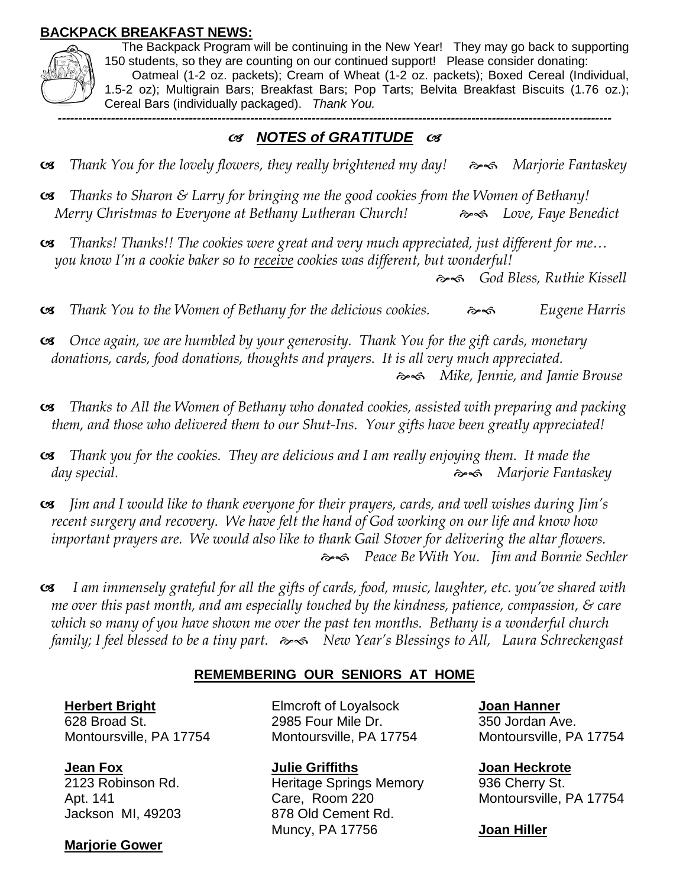## BACKPACK BREAKFAST NEWS:

The Backpack Program will be continuing in the New Year! They may go back to supporting 150 students, so they are counting on our continued support! Please consider donating:

Oatmeal (1-2 oz. packets); Cream of Wheat (1-2 oz. packets); Boxed Cereal (Individual, 1.5-2 oz); Multigrain Bars; Breakfast Bars; Pop Tarts; Belvita Breakfast Biscuits (1.76 oz.); Cereal Bars (individually packaged). *Thank You.*

---

## *NOTES of GRATITUDE*

- *Thank You for the lovely flowers, they really brightened my day!* *Marjorie Fantaskey*

- *Thanks to Sharon & Larry for bringing me the good cookies from the Women of Bethany! Merry Christmas to Everyone at Bethany Lutheran Church!* *Love, Faye Benedict*

- *Thanks! Thanks!! The cookies were great and very much appreciated, just different for me… you know I'm a cookie baker so to receive cookies was different, but wonderful!* *God Bless, Ruthie Kissell*

- *Thank You to the Women of Bethany for the delicious cookies.* *Eugene Harris*

- *Once again, we are humbled by your generosity. Thank You for the gift cards, monetary donations, cards, food donations, thoughts and prayers. It is all very much appreciated.* *Mike, Jennie, and Jamie Brouse*

- *Thanks to All the Women of Bethany who donated cookies, assisted with preparing and packing them, and those who delivered them to our Shut-Ins. Your gifts have been greatly appreciated!*

- *Thank you for the cookies. They are delicious and I am really enjoying them. It made the day special.* *Marjorie Fantaskey*

- *Jim and I would like to thank everyone for their prayers, cards, and well wishes during Jim's recent surgery and recovery. We have felt the hand of God working on our life and know how important prayers are. We would also like to thank Gail Stover for delivering the altar flowers.* *Peace Be With You. Jim and Bonnie Sechler*

- *I am immensely grateful for all the gifts of cards, food, music, laughter, etc. you've shared with me over this past month, and am especially touched by the kindness, patience, compassion, & care which so many of you have shown me over the past ten months. Bethany is a wonderful church family; I feel blessed to be a tiny part.* *New Year's Blessings to All, Laura Schreckengast*

## REMEMBERING OUR SENIORS AT HOME

**Herbert Bright**
628 Broad St.
Montoursville, PA 17754

**Jean Fox**
2123 Robinson Rd.
Apt. 141
Jackson MI, 49203

**Marjorie Gower**

Elmcroft of Loyalsock
2985 Four Mile Dr.
Montoursville, PA 17754

**Julie Griffiths**
Heritage Springs Memory Care, Room 220
878 Old Cement Rd.
Muncy, PA 17756

**Joan Hanner**
350 Jordan Ave.
Montoursville, PA 17754

**Joan Heckrote**
936 Cherry St.
Montoursville, PA 17754

**Joan Hiller**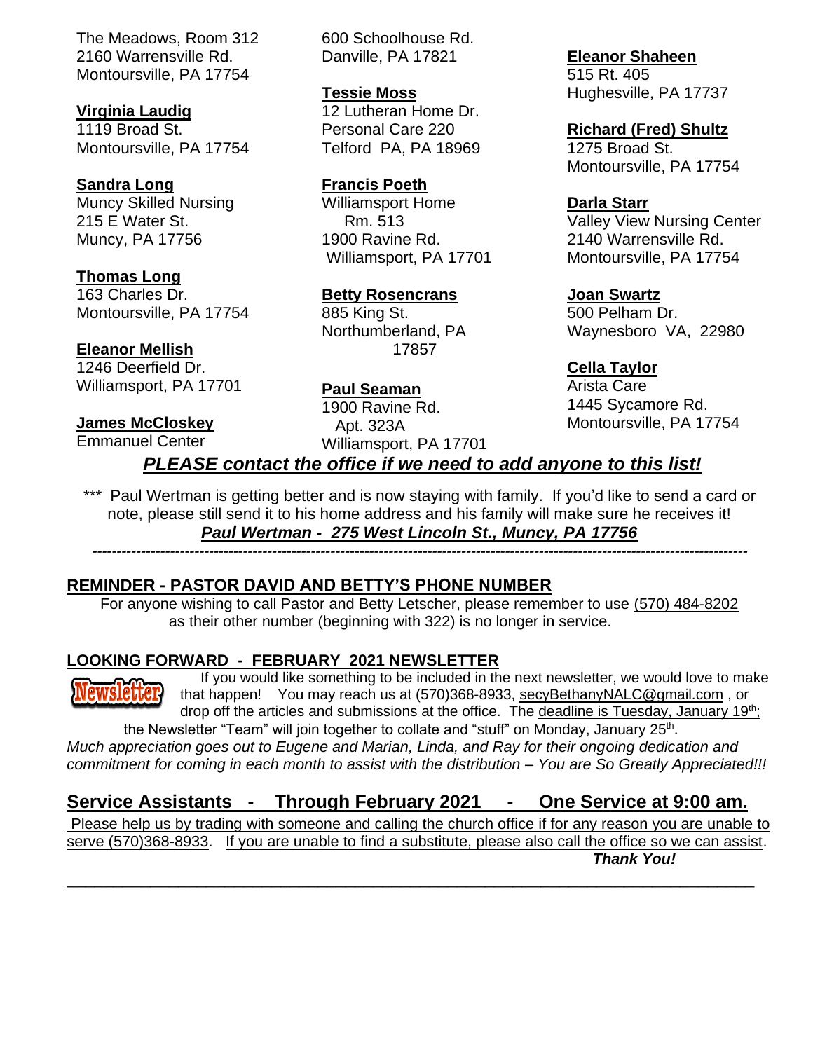The Meadows, Room 312
2160 Warrensville Rd.
Montoursville, PA 17754

**Virginia Laudig**
1119 Broad St.
Montoursville, PA 17754

**Sandra Long**
Muncy Skilled Nursing
215 E Water St.
Muncy, PA 17756

**Thomas Long**
163 Charles Dr.
Montoursville, PA 17754

**Eleanor Mellish**
1246 Deerfield Dr.
Williamsport, PA 17701

**James McCloskey**
Emmanuel Center
600 Schoolhouse Rd.
Danville, PA 17821

**Tessie Moss**
12 Lutheran Home Dr.
Personal Care 220
Telford PA, PA 18969

**Francis Poeth**
Williamsport Home
Rm. 513
1900 Ravine Rd.
Williamsport, PA 17701

**Betty Rosencrans**
885 King St.
Northumberland, PA
17857

**Paul Seaman**
1900 Ravine Rd.
Apt. 323A
Williamsport, PA 17701

**Eleanor Shaheen**
515 Rt. 405
Hughesville, PA 17737

**Richard (Fred) Shultz**
1275 Broad St.
Montoursville, PA 17754

**Darla Starr**
Valley View Nursing Center
2140 Warrensville Rd.
Montoursville, PA 17754

**Joan Swartz**
500 Pelham Dr.
Waynesboro VA, 22980

**Cella Taylor**
Arista Care
1445 Sycamore Rd.
Montoursville, PA 17754

***PLEASE contact the office if we need to add anyone to this list!***

*** Paul Wertman is getting better and is now staying with family. If you'd like to send a card or note, please still send it to his home address and his family will make sure he receives it!
***Paul Wertman - 275 West Lincoln St., Muncy, PA 17756***

---

## REMINDER - PASTOR DAVID AND BETTY'S PHONE NUMBER

For anyone wishing to call Pastor and Betty Letscher, please remember to use (570) 484-8202 as their other number (beginning with 322) is no longer in service.

## LOOKING FORWARD - FEBRUARY 2021 NEWSLETTER

If you would like something to be included in the next newsletter, we would love to make that happen! You may reach us at (570)368-8933, secyBethanyNALC@gmail.com , or drop off the articles and submissions at the office. The deadline is Tuesday, January 19th; the Newsletter "Team" will join together to collate and "stuff" on Monday, January 25th.

*Much appreciation goes out to Eugene and Marian, Linda, and Ray for their ongoing dedication and commitment for coming in each month to assist with the distribution – You are So Greatly Appreciated!!!*

## Service Assistants - Through February 2021 - One Service at 9:00 am.

Please help us by trading with someone and calling the church office if for any reason you are unable to serve (570)368-8933. If you are unable to find a substitute, please also call the office so we can assist.

***Thank You!***